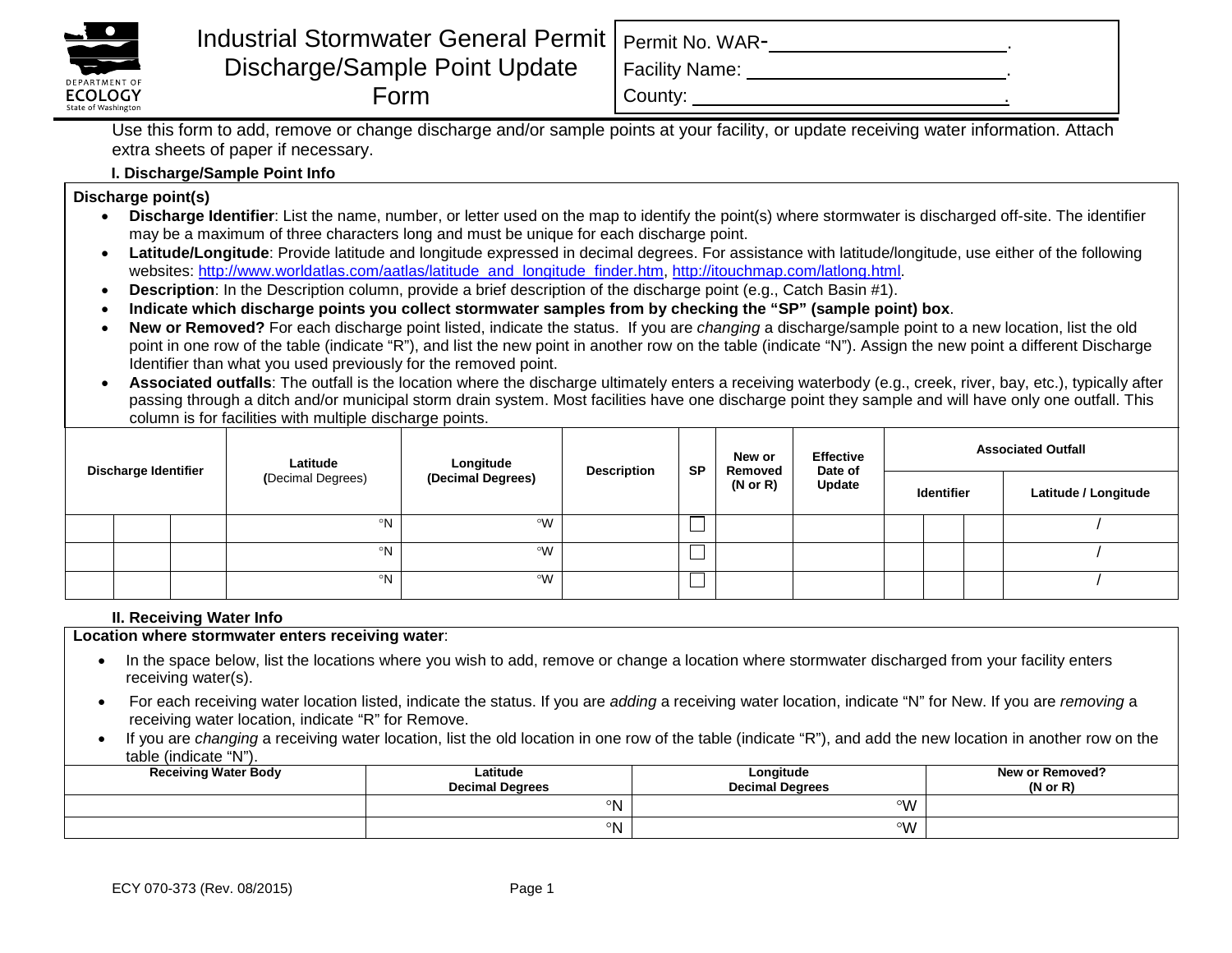# Industrial Stormwater General Permit Discharge/Sample Point Update Form

Permit No. WAR-\_\_\_\_\_\_\_\_\_\_\_\_\_\_\_\_\_\_\_\_\_\_\_.

Facility Name: \_\_\_\_\_\_\_\_\_\_\_\_\_\_\_\_\_\_\_\_\_\_\_.

County: \_\_\_\_\_\_\_\_\_\_\_\_\_\_\_\_\_\_\_\_\_\_\_\_\_\_\_.

Use this form to add, remove or change discharge and/or sample points at your facility, or update receiving water information. Attach extra sheets of paper if necessary.

### I. Discharge/Sample Point Info

**Discharge point(s)**

- **Discharge Identifier**: List the name, number, or letter used on the map to identify the point(s) where stormwater is discharged off-site. The identifier may be a maximum of three characters long and must be unique for each discharge point.
- **Latitude/Longitude**: Provide latitude and longitude expressed in decimal degrees. For assistance with latitude/longitude, use either of the following websites: http://www.worldatlas.com/aatlas/latitude_and_longitude_finder.htm, http://itouchmap.com/latlong.html.
- **Description**: In the Description column, provide a brief description of the discharge point (e.g., Catch Basin #1).
- **Indicate which discharge points you collect stormwater samples from by checking the "SP" (sample point) box**.
- **New or Removed?** For each discharge point listed, indicate the status. If you are *changing* a discharge/sample point to a new location, list the old point in one row of the table (indicate "R"), and list the new point in another row on the table (indicate "N"). Assign the new point a different Discharge Identifier than what you used previously for the removed point.
- **Associated outfalls**: The outfall is the location where the discharge ultimately enters a receiving waterbody (e.g., creek, river, bay, etc.), typically after passing through a ditch and/or municipal storm drain system. Most facilities have one discharge point they sample and will have only one outfall. This column is for facilities with multiple discharge points.

| Discharge Identifier | | | Latitude (Decimal Degrees) | Longitude (Decimal Degrees) | Description | SP | New or Removed (N or R) | Effective Date of Update | Associated Outfall | | | |
|---|---|---|---|---|---|---|---|---|---|---|---|---|
| | | | | | | | | | Identifier | | | Latitude / Longitude |
| | | | °N | °W | | ☐ | | | | | | / |
| | | | °N | °W | | ☐ | | | | | | / |
| | | | °N | °W | | ☐ | | | | | | / |

### II. Receiving Water Info

**Location where stormwater enters receiving water**:

- In the space below, list the locations where you wish to add, remove or change a location where stormwater discharged from your facility enters receiving water(s).
- For each receiving water location listed, indicate the status. If you are *adding* a receiving water location, indicate "N" for New. If you are *removing* a receiving water location, indicate "R" for Remove.
- If you are *changing* a receiving water location, list the old location in one row of the table (indicate "R"), and add the new location in another row on the table (indicate "N").

| Receiving Water Body | Latitude Decimal Degrees | Longitude Decimal Degrees | New or Removed? (N or R) |
|---|---|---|---|
| | °N | °W | |
| | °N | °W | |

ECY 070-373 (Rev. 08/2015)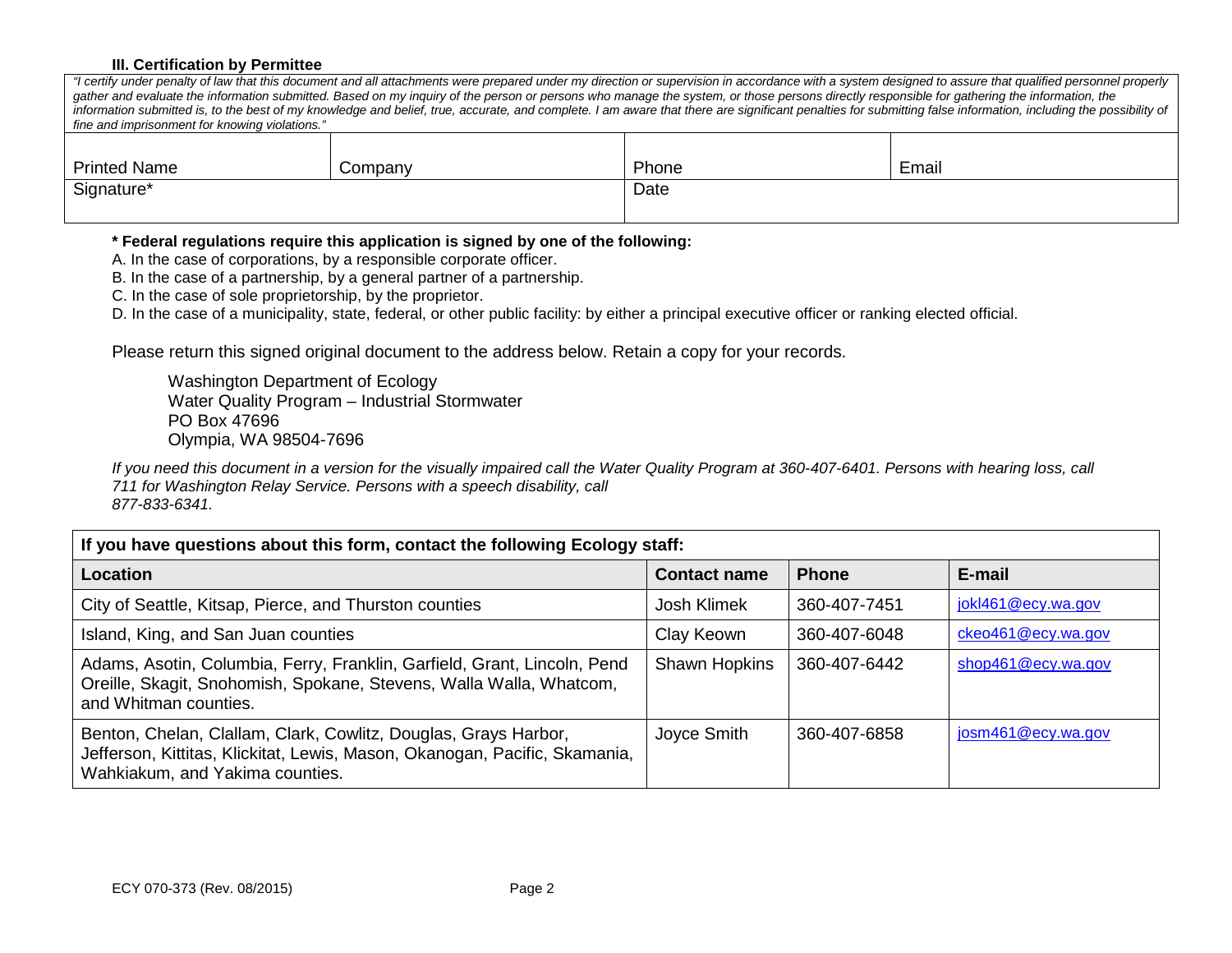### III. Certification by Permittee

*"I certify under penalty of law that this document and all attachments were prepared under my direction or supervision in accordance with a system designed to assure that qualified personnel properly gather and evaluate the information submitted. Based on my inquiry of the person or persons who manage the system, or those persons directly responsible for gathering the information, the information submitted is, to the best of my knowledge and belief, true, accurate, and complete. I am aware that there are significant penalties for submitting false information, including the possibility of fine and imprisonment for knowing violations."*

| | | | |
|---|---|---|---|
| Printed Name | Company | Phone | Email |
| Signature* | | Date | |

**\* Federal regulations require this application is signed by one of the following:**

A. In the case of corporations, by a responsible corporate officer.
B. In the case of a partnership, by a general partner of a partnership.
C. In the case of sole proprietorship, by the proprietor.
D. In the case of a municipality, state, federal, or other public facility: by either a principal executive officer or ranking elected official.

Please return this signed original document to the address below. Retain a copy for your records.

Washington Department of Ecology
Water Quality Program – Industrial Stormwater
PO Box 47696
Olympia, WA 98504-7696

*If you need this document in a version for the visually impaired call the Water Quality Program at 360-407-6401. Persons with hearing loss, call 711 for Washington Relay Service. Persons with a speech disability, call 877-833-6341.*

**If you have questions about this form, contact the following Ecology staff:**

| Location | Contact name | Phone | E-mail |
|---|---|---|---|
| City of Seattle, Kitsap, Pierce, and Thurston counties | Josh Klimek | 360-407-7451 | jokl461@ecy.wa.gov |
| Island, King, and San Juan counties | Clay Keown | 360-407-6048 | ckeo461@ecy.wa.gov |
| Adams, Asotin, Columbia, Ferry, Franklin, Garfield, Grant, Lincoln, Pend Oreille, Skagit, Snohomish, Spokane, Stevens, Walla Walla, Whatcom, and Whitman counties. | Shawn Hopkins | 360-407-6442 | shop461@ecy.wa.gov |
| Benton, Chelan, Clallam, Clark, Cowlitz, Douglas, Grays Harbor, Jefferson, Kittitas, Klickitat, Lewis, Mason, Okanogan, Pacific, Skamania, Wahkiakum, and Yakima counties. | Joyce Smith | 360-407-6858 | josm461@ecy.wa.gov |

ECY 070-373 (Rev. 08/2015)